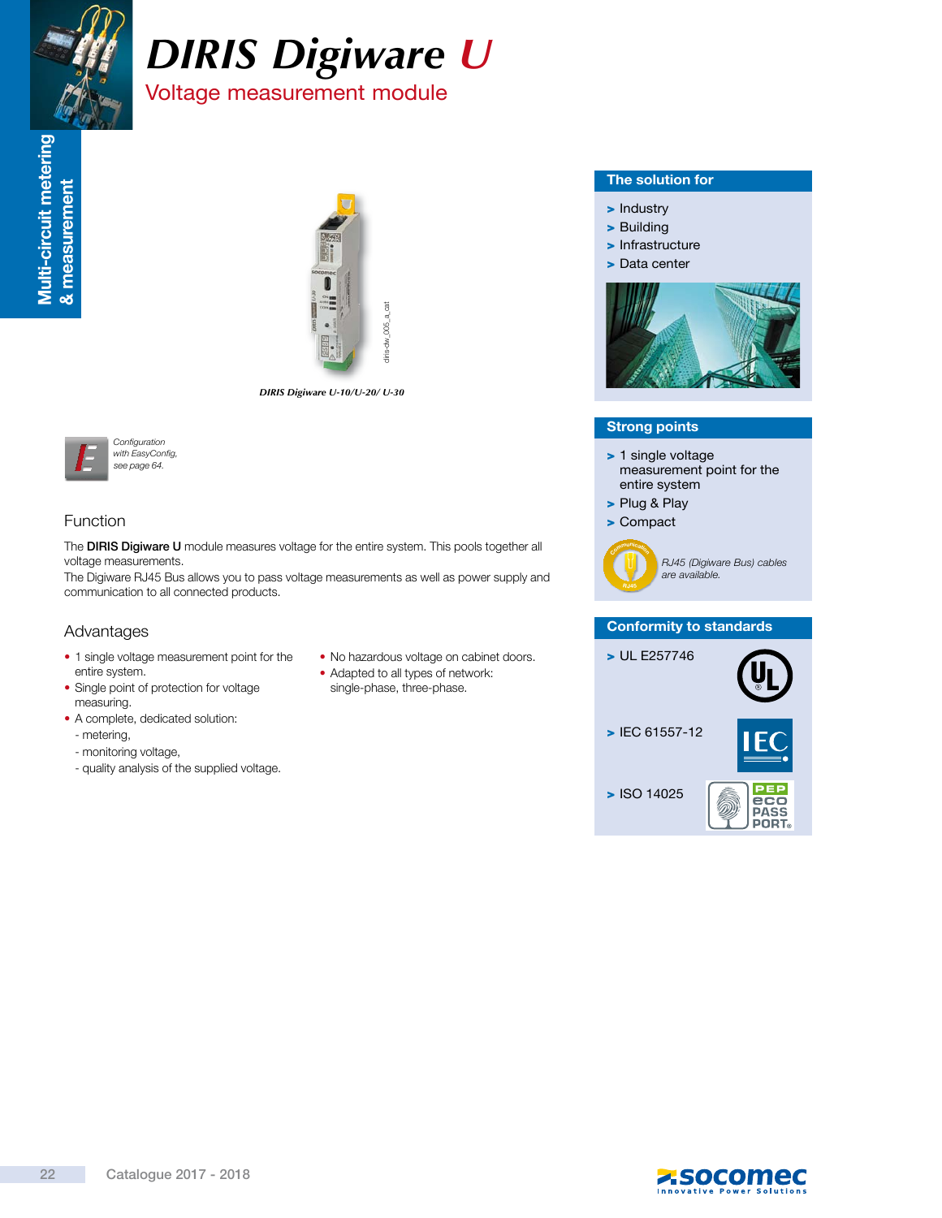# DIRIS Digiware U

## Voltage measurement module

Multi-circuit metering & measurement

*DIRIS Digiware U-10/U-20/ U-30*

*Configuration with EasyConfig, see page 64.*

### Function

The **DIRIS Digiware U** module measures voltage for the entire system. This pools together all voltage measurements.
The Digiware RJ45 Bus allows you to pass voltage measurements as well as power supply and communication to all connected products.

### Advantages

- 1 single voltage measurement point for the entire system.
- Single point of protection for voltage measuring.
- A complete, dedicated solution:
  - metering,
  - monitoring voltage,
  - quality analysis of the supplied voltage.
- No hazardous voltage on cabinet doors.
- Adapted to all types of network: single-phase, three-phase.

### The solution for

- Industry
- Building
- Infrastructure
- Data center

### Strong points

- 1 single voltage measurement point for the entire system
- Plug & Play
- Compact

*RJ45 (Digiware Bus) cables are available.*

### Conformity to standards

- UL E257746
- IEC 61557-12
- ISO 14025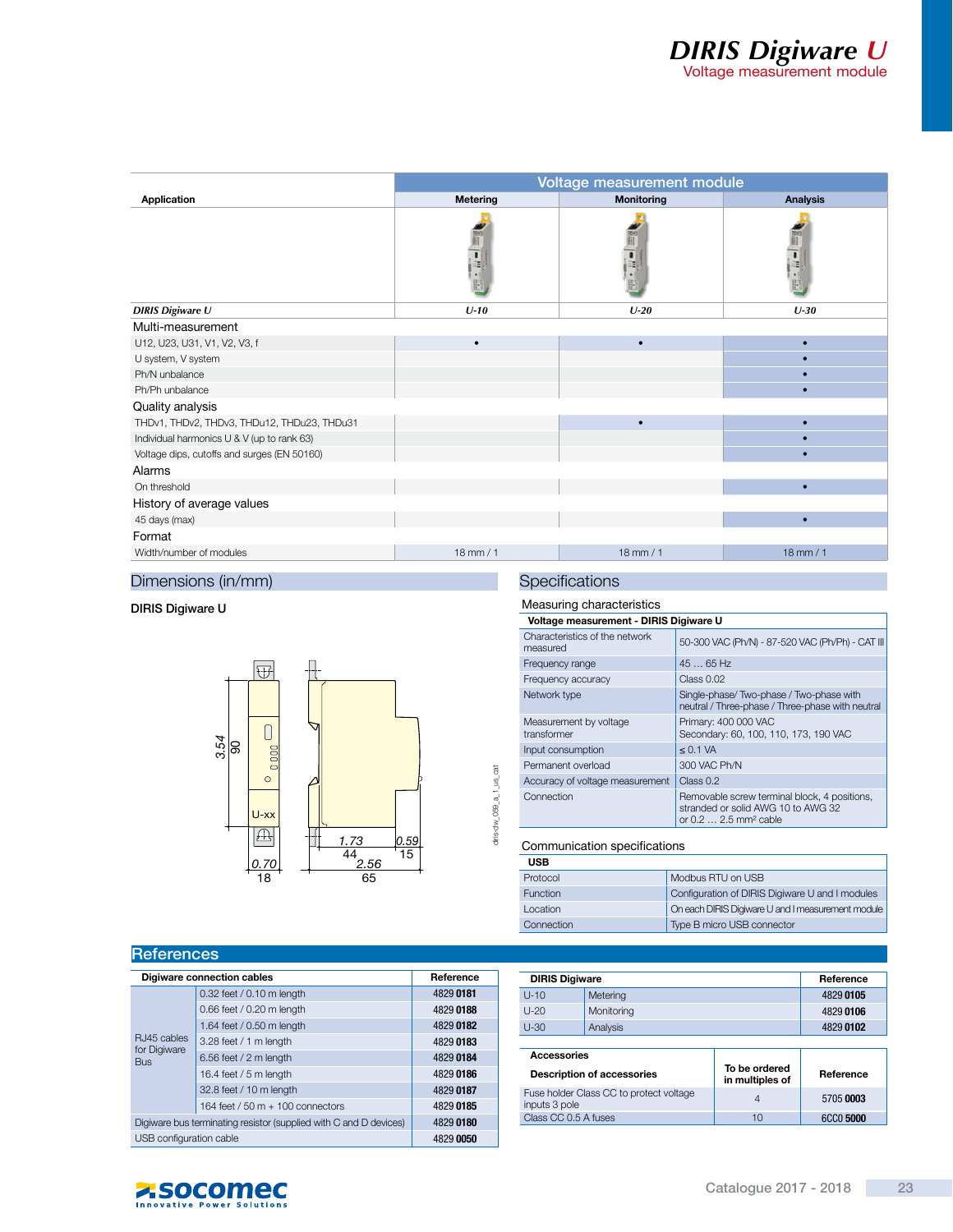# DIRIS Digiware U

Voltage measurement module

| Application | Voltage measurement module | | |
|---|---|---|---|
| | Metering | Monitoring | Analysis |
| ***DIRIS Digiware U*** | ***U-10*** | ***U-20*** | ***U-30*** |
| **Multi-measurement** | | | |
| U12, U23, U31, V1, V2, V3, f | • | • | • |
| U system, V system | | | • |
| Ph/N unbalance | | | • |
| Ph/Ph unbalance | | | • |
| **Quality analysis** | | | |
| THDv1, THDv2, THDv3, THDu12, THDu23, THDu31 | | • | • |
| Individual harmonics U & V (up to rank 63) | | | • |
| Voltage dips, cutoffs and surges (EN 50160) | | | • |
| **Alarms** | | | |
| On threshold | | | • |
| **History of average values** | | | |
| 45 days (max) | | | • |
| **Format** | | | |
| Width/number of modules | 18 mm / 1 | 18 mm / 1 | 18 mm / 1 |

## Dimensions (in/mm)

### DIRIS Digiware U

3.54
90
U-xx
0.70
18
1.73
44
2.56
65
0.59
15

diris-dw_059_a_1_us_cat

## Specifications

### Measuring characteristics

| Voltage measurement - DIRIS Digiware U | |
|---|---|
| Characteristics of the network measured | 50-300 VAC (Ph/N) - 87-520 VAC (Ph/Ph) - CAT III |
| Frequency range | 45 … 65 Hz |
| Frequency accuracy | Class 0.02 |
| Network type | Single-phase/ Two-phase / Two-phase with neutral / Three-phase / Three-phase with neutral |
| Measurement by voltage transformer | Primary: 400 000 VAC<br>Secondary: 60, 100, 110, 173, 190 VAC |
| Input consumption | ≤ 0.1 VA |
| Permanent overload | 300 VAC Ph/N |
| Accuracy of voltage measurement | Class 0.2 |
| Connection | Removable screw terminal block, 4 positions, stranded or solid AWG 10 to AWG 32 or 0.2 … 2.5 mm² cable |

### Communication specifications

| USB | |
|---|---|
| Protocol | Modbus RTU on USB |
| Function | Configuration of DIRIS Digiware U and I modules |
| Location | On each DIRIS Digiware U and I measurement module |
| Connection | Type B micro USB connector |

## References

| Digiware connection cables | | Reference |
|---|---|---|
| RJ45 cables for Digiware Bus | 0.32 feet / 0.10 m length | 4829 **0181** |
| | 0.66 feet / 0.20 m length | 4829 **0188** |
| | 1.64 feet / 0.50 m length | 4829 **0182** |
| | 3.28 feet / 1 m length | 4829 **0183** |
| | 6.56 feet / 2 m length | 4829 **0184** |
| | 16.4 feet / 5 m length | 4829 **0186** |
| | 32.8 feet / 10 m length | 4829 **0187** |
| | 164 feet / 50 m + 100 connectors | 4829 **0185** |
| Digiware bus terminating resistor (supplied with C and D devices) | | 4829 **0180** |
| USB configuration cable | | 4829 **0050** |

| DIRIS Digiware | | Reference |
|---|---|---|
| U-10 | Metering | 4829 **0105** |
| U-20 | Monitoring | 4829 **0106** |
| U-30 | Analysis | 4829 **0102** |

| Accessories<br>Description of accessories | To be ordered in multiples of | Reference |
|---|---|---|
| Fuse holder Class CC to protect voltage inputs 3 pole | 4 | 5705 **0003** |
| Class CC 0.5 A fuses | 10 | 6CC0 **5000** |